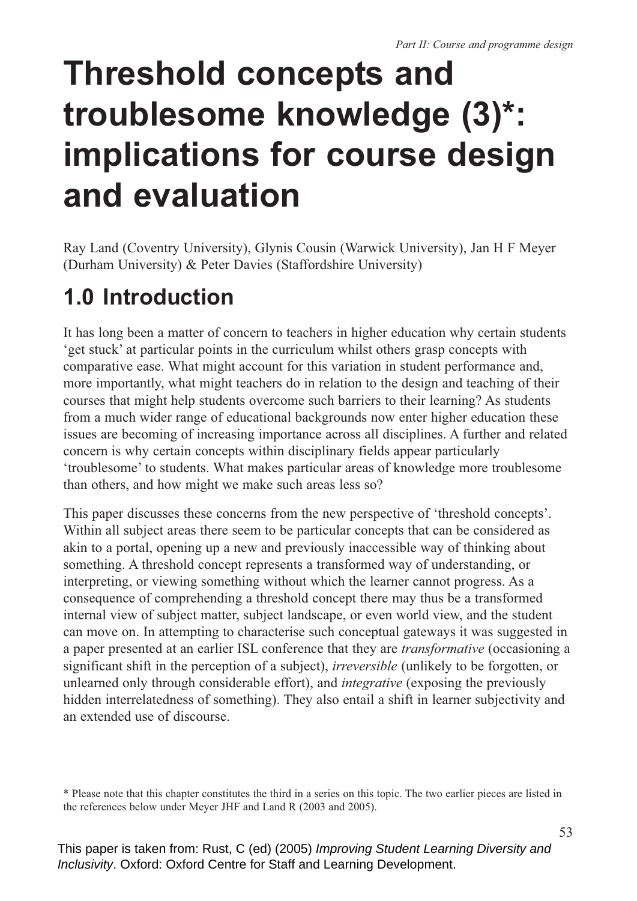# Threshold concepts and troublesome knowledge (3)*: implications for course design and evaluation

Ray Land (Coventry University), Glynis Cousin (Warwick University), Jan H F Meyer (Durham University) & Peter Davies (Staffordshire University)

## 1.0 Introduction

It has long been a matter of concern to teachers in higher education why certain students 'get stuck' at particular points in the curriculum whilst others grasp concepts with comparative ease. What might account for this variation in student performance and, more importantly, what might teachers do in relation to the design and teaching of their courses that might help students overcome such barriers to their learning? As students from a much wider range of educational backgrounds now enter higher education these issues are becoming of increasing importance across all disciplines. A further and related concern is why certain concepts within disciplinary fields appear particularly 'troublesome' to students. What makes particular areas of knowledge more troublesome than others, and how might we make such areas less so?

This paper discusses these concerns from the new perspective of 'threshold concepts'. Within all subject areas there seem to be particular concepts that can be considered as akin to a portal, opening up a new and previously inaccessible way of thinking about something. A threshold concept represents a transformed way of understanding, or interpreting, or viewing something without which the learner cannot progress. As a consequence of comprehending a threshold concept there may thus be a transformed internal view of subject matter, subject landscape, or even world view, and the student can move on. In attempting to characterise such conceptual gateways it was suggested in a paper presented at an earlier ISL conference that they are *transformative* (occasioning a significant shift in the perception of a subject), *irreversible* (unlikely to be forgotten, or unlearned only through considerable effort), and *integrative* (exposing the previously hidden interrelatedness of something). They also entail a shift in learner subjectivity and an extended use of discourse.

* Please note that this chapter constitutes the third in a series on this topic. The two earlier pieces are listed in the references below under Meyer JHF and Land R (2003 and 2005).

This paper is taken from: Rust, C (ed) (2005) *Improving Student Learning Diversity and Inclusivity*. Oxford: Oxford Centre for Staff and Learning Development.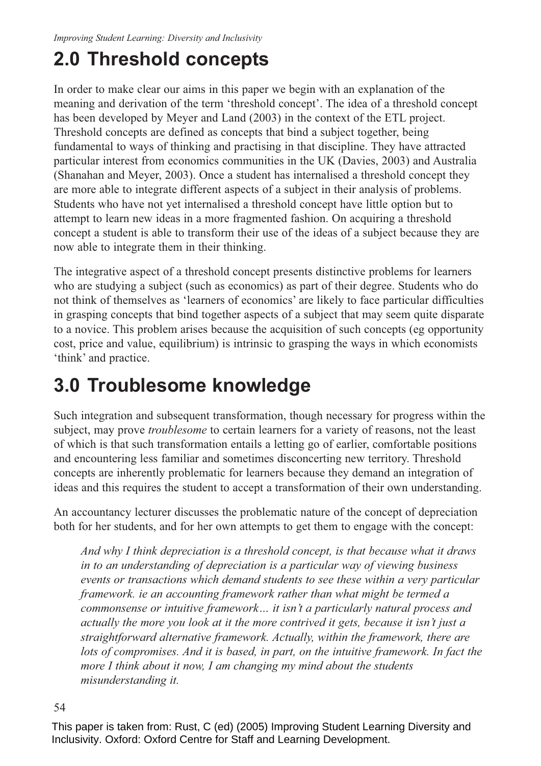## 2.0 Threshold concepts

In order to make clear our aims in this paper we begin with an explanation of the meaning and derivation of the term 'threshold concept'. The idea of a threshold concept has been developed by Meyer and Land (2003) in the context of the ETL project. Threshold concepts are defined as concepts that bind a subject together, being fundamental to ways of thinking and practising in that discipline. They have attracted particular interest from economics communities in the UK (Davies, 2003) and Australia (Shanahan and Meyer, 2003). Once a student has internalised a threshold concept they are more able to integrate different aspects of a subject in their analysis of problems. Students who have not yet internalised a threshold concept have little option but to attempt to learn new ideas in a more fragmented fashion. On acquiring a threshold concept a student is able to transform their use of the ideas of a subject because they are now able to integrate them in their thinking.

The integrative aspect of a threshold concept presents distinctive problems for learners who are studying a subject (such as economics) as part of their degree. Students who do not think of themselves as 'learners of economics' are likely to face particular difficulties in grasping concepts that bind together aspects of a subject that may seem quite disparate to a novice. This problem arises because the acquisition of such concepts (eg opportunity cost, price and value, equilibrium) is intrinsic to grasping the ways in which economists 'think' and practice.

## 3.0 Troublesome knowledge

Such integration and subsequent transformation, though necessary for progress within the subject, may prove *troublesome* to certain learners for a variety of reasons, not the least of which is that such transformation entails a letting go of earlier, comfortable positions and encountering less familiar and sometimes disconcerting new territory. Threshold concepts are inherently problematic for learners because they demand an integration of ideas and this requires the student to accept a transformation of their own understanding.

An accountancy lecturer discusses the problematic nature of the concept of depreciation both for her students, and for her own attempts to get them to engage with the concept:

> *And why I think depreciation is a threshold concept, is that because what it draws in to an understanding of depreciation is a particular way of viewing business events or transactions which demand students to see these within a very particular framework. ie an accounting framework rather than what might be termed a commonsense or intuitive framework… it isn't a particularly natural process and actually the more you look at it the more contrived it gets, because it isn't just a straightforward alternative framework. Actually, within the framework, there are lots of compromises. And it is based, in part, on the intuitive framework. In fact the more I think about it now, I am changing my mind about the students misunderstanding it.*

This paper is taken from: Rust, C (ed) (2005) Improving Student Learning Diversity and Inclusivity. Oxford: Oxford Centre for Staff and Learning Development.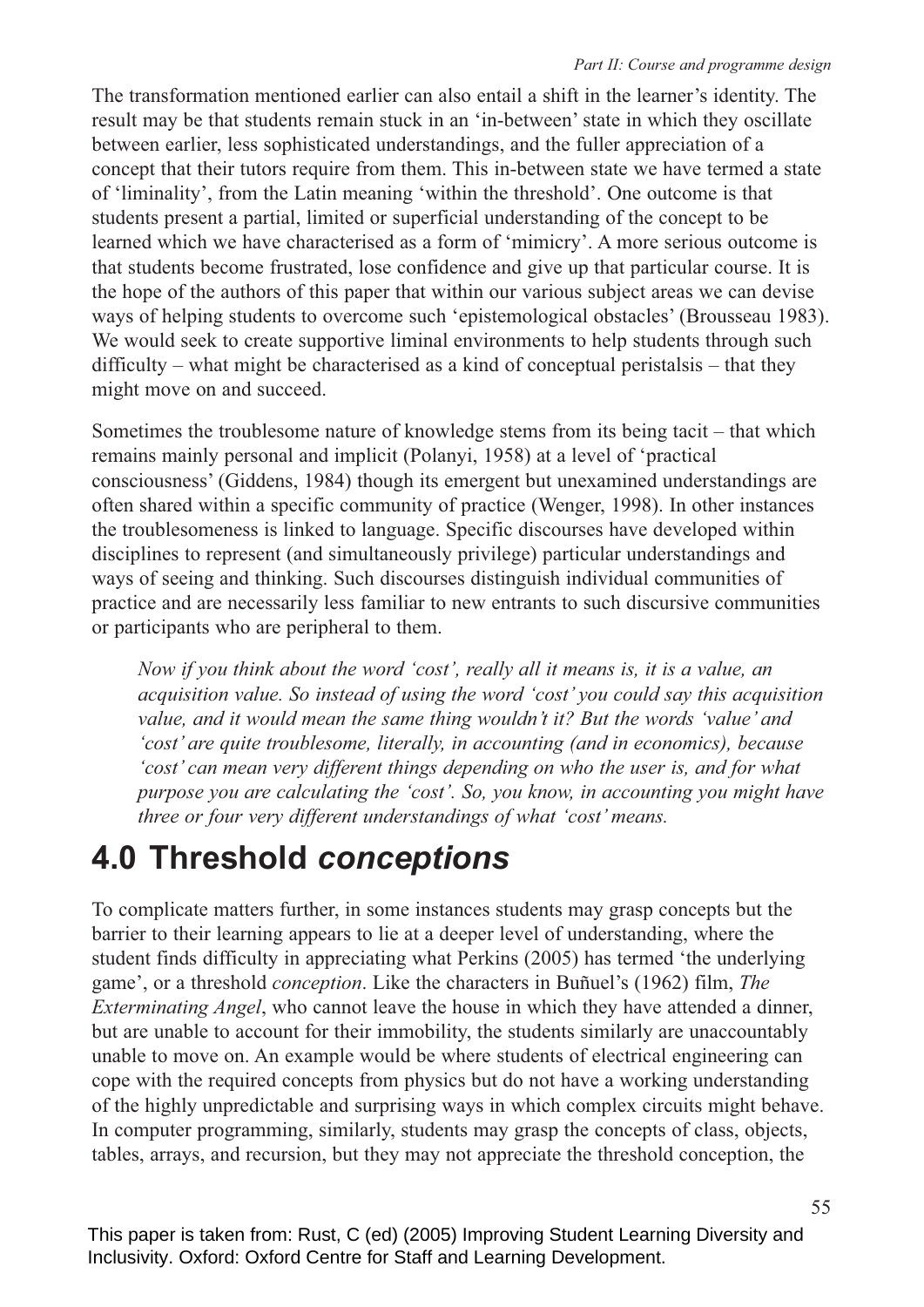The transformation mentioned earlier can also entail a shift in the learner's identity. The result may be that students remain stuck in an 'in-between' state in which they oscillate between earlier, less sophisticated understandings, and the fuller appreciation of a concept that their tutors require from them. This in-between state we have termed a state of 'liminality', from the Latin meaning 'within the threshold'. One outcome is that students present a partial, limited or superficial understanding of the concept to be learned which we have characterised as a form of 'mimicry'. A more serious outcome is that students become frustrated, lose confidence and give up that particular course. It is the hope of the authors of this paper that within our various subject areas we can devise ways of helping students to overcome such 'epistemological obstacles' (Brousseau 1983). We would seek to create supportive liminal environments to help students through such difficulty – what might be characterised as a kind of conceptual peristalsis – that they might move on and succeed.

Sometimes the troublesome nature of knowledge stems from its being tacit – that which remains mainly personal and implicit (Polanyi, 1958) at a level of 'practical consciousness' (Giddens, 1984) though its emergent but unexamined understandings are often shared within a specific community of practice (Wenger, 1998). In other instances the troublesomeness is linked to language. Specific discourses have developed within disciplines to represent (and simultaneously privilege) particular understandings and ways of seeing and thinking. Such discourses distinguish individual communities of practice and are necessarily less familiar to new entrants to such discursive communities or participants who are peripheral to them.

> *Now if you think about the word 'cost', really all it means is, it is a value, an acquisition value. So instead of using the word 'cost' you could say this acquisition value, and it would mean the same thing wouldn't it? But the words 'value' and 'cost' are quite troublesome, literally, in accounting (and in economics), because 'cost' can mean very different things depending on who the user is, and for what purpose you are calculating the 'cost'. So, you know, in accounting you might have three or four very different understandings of what 'cost' means.*

## 4.0 Threshold *conceptions*

To complicate matters further, in some instances students may grasp concepts but the barrier to their learning appears to lie at a deeper level of understanding, where the student finds difficulty in appreciating what Perkins (2005) has termed 'the underlying game', or a threshold *conception*. Like the characters in Buñuel's (1962) film, *The Exterminating Angel*, who cannot leave the house in which they have attended a dinner, but are unable to account for their immobility, the students similarly are unaccountably unable to move on. An example would be where students of electrical engineering can cope with the required concepts from physics but do not have a working understanding of the highly unpredictable and surprising ways in which complex circuits might behave. In computer programming, similarly, students may grasp the concepts of class, objects, tables, arrays, and recursion, but they may not appreciate the threshold conception, the

This paper is taken from: Rust, C (ed) (2005) Improving Student Learning Diversity and Inclusivity. Oxford: Oxford Centre for Staff and Learning Development.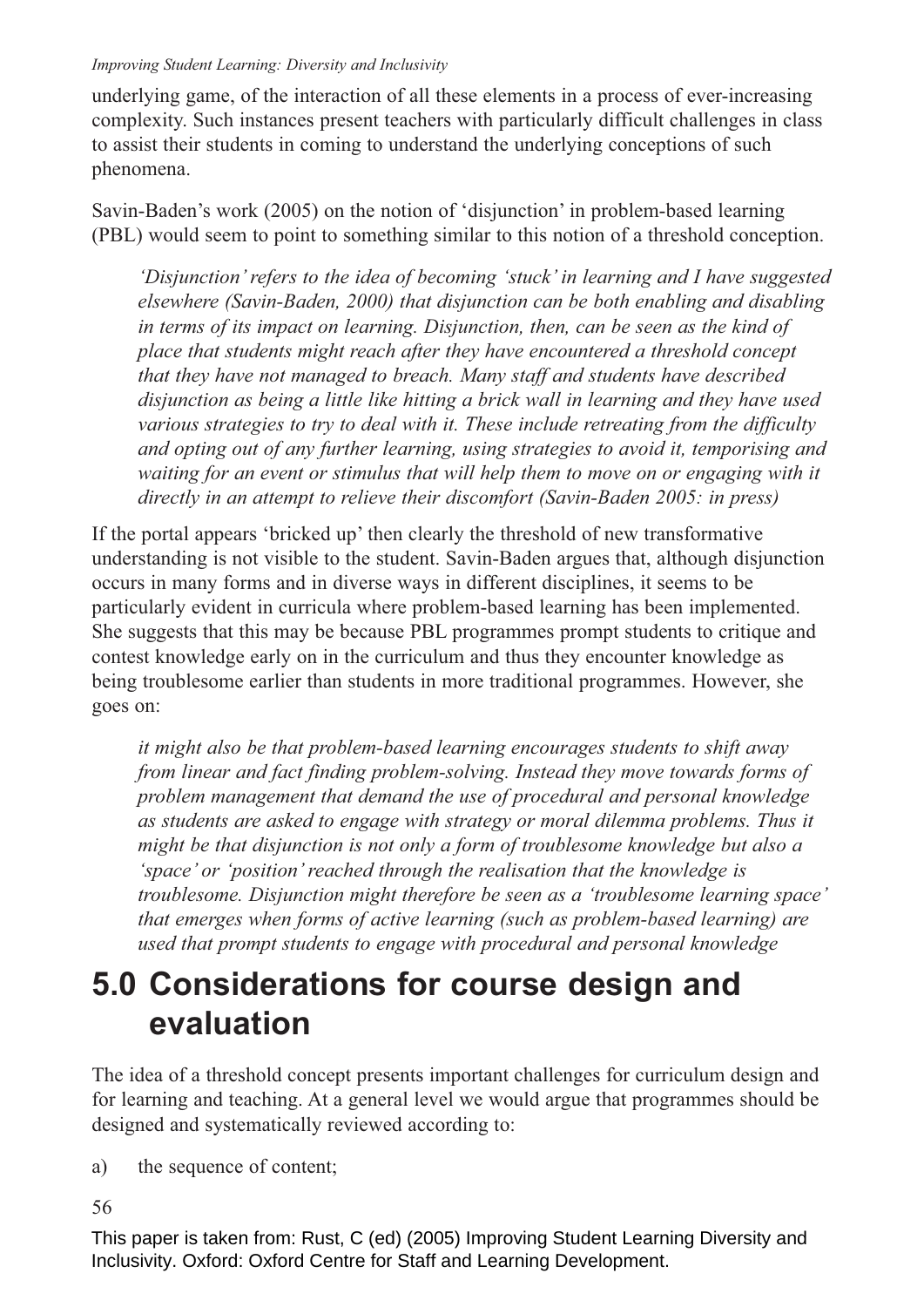underlying game, of the interaction of all these elements in a process of ever-increasing complexity. Such instances present teachers with particularly difficult challenges in class to assist their students in coming to understand the underlying conceptions of such phenomena.

Savin-Baden's work (2005) on the notion of 'disjunction' in problem-based learning (PBL) would seem to point to something similar to this notion of a threshold conception.

> *'Disjunction' refers to the idea of becoming 'stuck' in learning and I have suggested elsewhere (Savin-Baden, 2000) that disjunction can be both enabling and disabling in terms of its impact on learning. Disjunction, then, can be seen as the kind of place that students might reach after they have encountered a threshold concept that they have not managed to breach. Many staff and students have described disjunction as being a little like hitting a brick wall in learning and they have used various strategies to try to deal with it. These include retreating from the difficulty and opting out of any further learning, using strategies to avoid it, temporising and waiting for an event or stimulus that will help them to move on or engaging with it directly in an attempt to relieve their discomfort (Savin-Baden 2005: in press)*

If the portal appears 'bricked up' then clearly the threshold of new transformative understanding is not visible to the student. Savin-Baden argues that, although disjunction occurs in many forms and in diverse ways in different disciplines, it seems to be particularly evident in curricula where problem-based learning has been implemented. She suggests that this may be because PBL programmes prompt students to critique and contest knowledge early on in the curriculum and thus they encounter knowledge as being troublesome earlier than students in more traditional programmes. However, she goes on:

> *it might also be that problem-based learning encourages students to shift away from linear and fact finding problem-solving. Instead they move towards forms of problem management that demand the use of procedural and personal knowledge as students are asked to engage with strategy or moral dilemma problems. Thus it might be that disjunction is not only a form of troublesome knowledge but also a 'space' or 'position' reached through the realisation that the knowledge is troublesome. Disjunction might therefore be seen as a 'troublesome learning space' that emerges when forms of active learning (such as problem-based learning) are used that prompt students to engage with procedural and personal knowledge*

# 5.0 Considerations for course design and evaluation

The idea of a threshold concept presents important challenges for curriculum design and for learning and teaching. At a general level we would argue that programmes should be designed and systematically reviewed according to:

a) the sequence of content;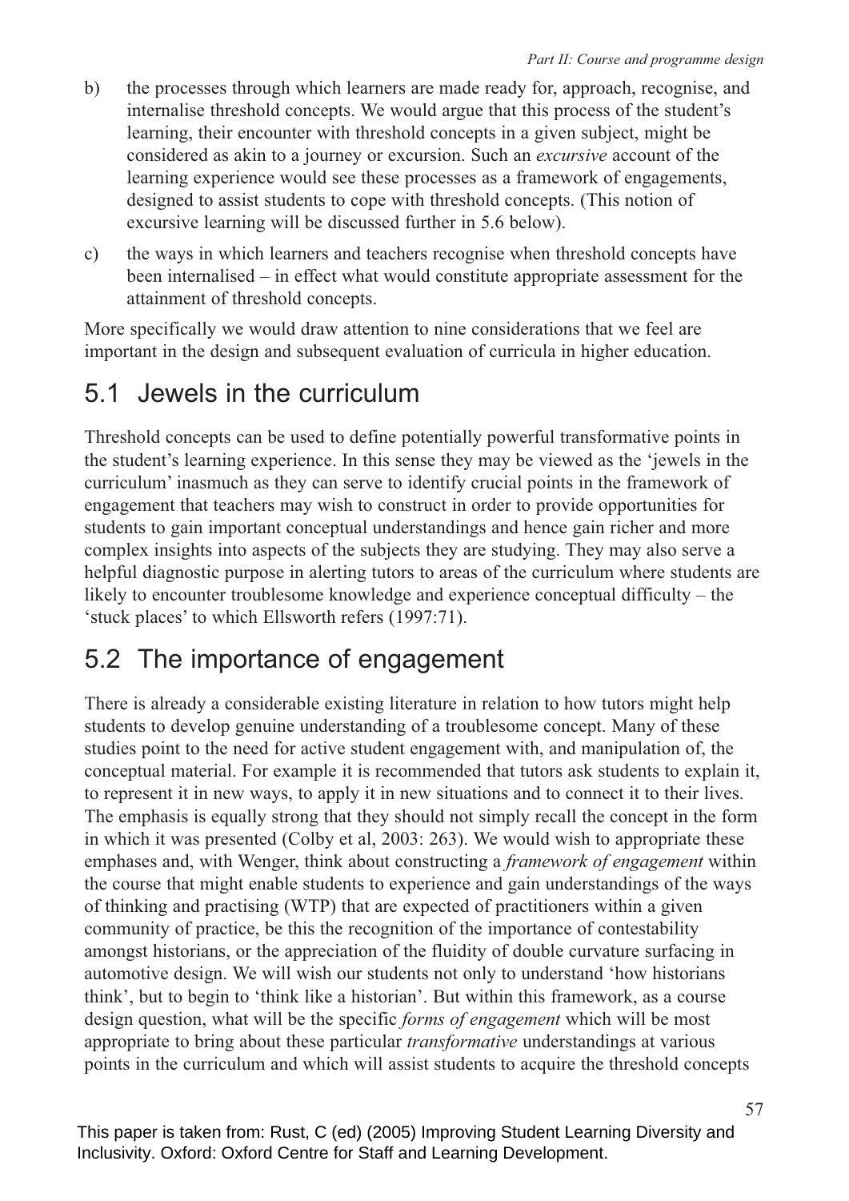b) the processes through which learners are made ready for, approach, recognise, and internalise threshold concepts. We would argue that this process of the student's learning, their encounter with threshold concepts in a given subject, might be considered as akin to a journey or excursion. Such an *excursive* account of the learning experience would see these processes as a framework of engagements, designed to assist students to cope with threshold concepts. (This notion of excursive learning will be discussed further in 5.6 below).

c) the ways in which learners and teachers recognise when threshold concepts have been internalised – in effect what would constitute appropriate assessment for the attainment of threshold concepts.

More specifically we would draw attention to nine considerations that we feel are important in the design and subsequent evaluation of curricula in higher education.

## 5.1 Jewels in the curriculum

Threshold concepts can be used to define potentially powerful transformative points in the student's learning experience. In this sense they may be viewed as the 'jewels in the curriculum' inasmuch as they can serve to identify crucial points in the framework of engagement that teachers may wish to construct in order to provide opportunities for students to gain important conceptual understandings and hence gain richer and more complex insights into aspects of the subjects they are studying. They may also serve a helpful diagnostic purpose in alerting tutors to areas of the curriculum where students are likely to encounter troublesome knowledge and experience conceptual difficulty – the 'stuck places' to which Ellsworth refers (1997:71).

## 5.2 The importance of engagement

There is already a considerable existing literature in relation to how tutors might help students to develop genuine understanding of a troublesome concept. Many of these studies point to the need for active student engagement with, and manipulation of, the conceptual material. For example it is recommended that tutors ask students to explain it, to represent it in new ways, to apply it in new situations and to connect it to their lives. The emphasis is equally strong that they should not simply recall the concept in the form in which it was presented (Colby et al, 2003: 263). We would wish to appropriate these emphases and, with Wenger, think about constructing a *framework of engagement* within the course that might enable students to experience and gain understandings of the ways of thinking and practising (WTP) that are expected of practitioners within a given community of practice, be this the recognition of the importance of contestability amongst historians, or the appreciation of the fluidity of double curvature surfacing in automotive design. We will wish our students not only to understand 'how historians think', but to begin to 'think like a historian'. But within this framework, as a course design question, what will be the specific *forms of engagement* which will be most appropriate to bring about these particular *transformative* understandings at various points in the curriculum and which will assist students to acquire the threshold concepts

This paper is taken from: Rust, C (ed) (2005) Improving Student Learning Diversity and Inclusivity. Oxford: Oxford Centre for Staff and Learning Development.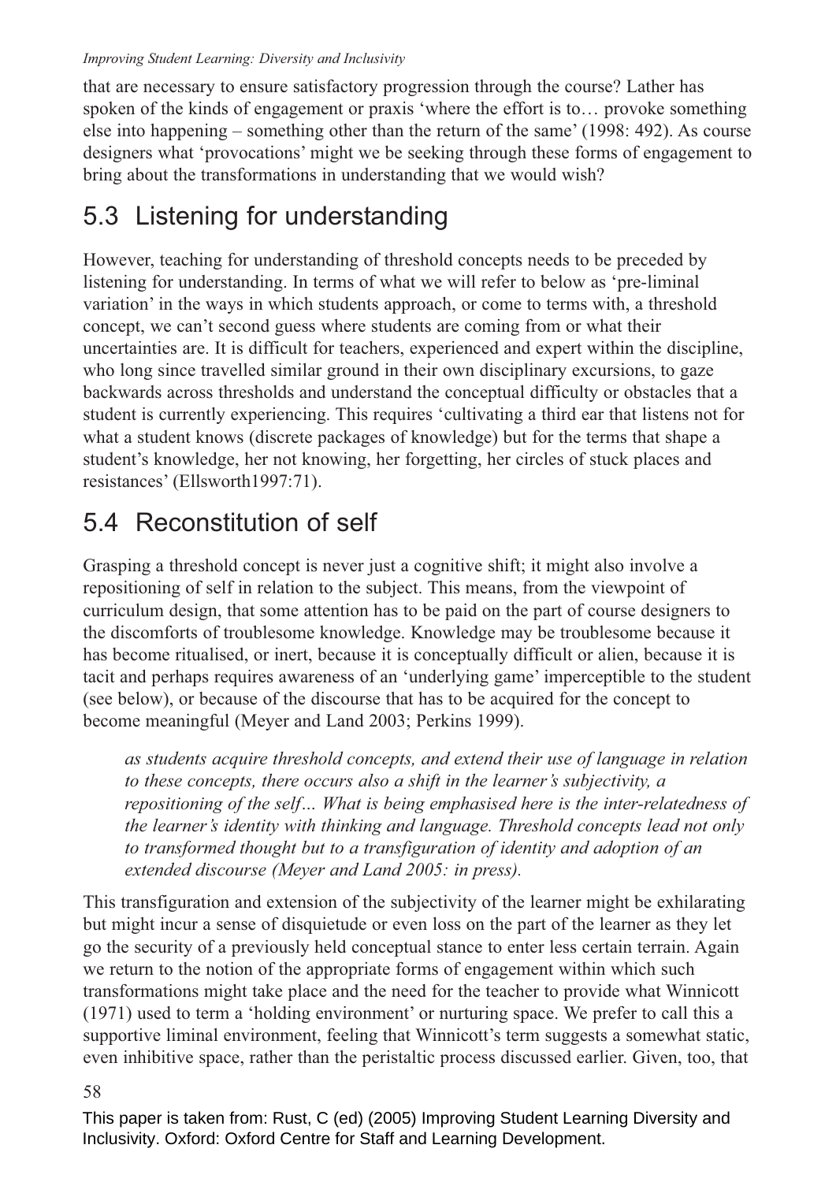that are necessary to ensure satisfactory progression through the course? Lather has spoken of the kinds of engagement or praxis 'where the effort is to… provoke something else into happening – something other than the return of the same' (1998: 492). As course designers what 'provocations' might we be seeking through these forms of engagement to bring about the transformations in understanding that we would wish?

## 5.3 Listening for understanding

However, teaching for understanding of threshold concepts needs to be preceded by listening for understanding. In terms of what we will refer to below as 'pre-liminal variation' in the ways in which students approach, or come to terms with, a threshold concept, we can't second guess where students are coming from or what their uncertainties are. It is difficult for teachers, experienced and expert within the discipline, who long since travelled similar ground in their own disciplinary excursions, to gaze backwards across thresholds and understand the conceptual difficulty or obstacles that a student is currently experiencing. This requires 'cultivating a third ear that listens not for what a student knows (discrete packages of knowledge) but for the terms that shape a student's knowledge, her not knowing, her forgetting, her circles of stuck places and resistances' (Ellsworth1997:71).

## 5.4 Reconstitution of self

Grasping a threshold concept is never just a cognitive shift; it might also involve a repositioning of self in relation to the subject. This means, from the viewpoint of curriculum design, that some attention has to be paid on the part of course designers to the discomforts of troublesome knowledge. Knowledge may be troublesome because it has become ritualised, or inert, because it is conceptually difficult or alien, because it is tacit and perhaps requires awareness of an 'underlying game' imperceptible to the student (see below), or because of the discourse that has to be acquired for the concept to become meaningful (Meyer and Land 2003; Perkins 1999).

> *as students acquire threshold concepts, and extend their use of language in relation to these concepts, there occurs also a shift in the learner's subjectivity, a repositioning of the self… What is being emphasised here is the inter-relatedness of the learner's identity with thinking and language. Threshold concepts lead not only to transformed thought but to a transfiguration of identity and adoption of an extended discourse (Meyer and Land 2005: in press).*

This transfiguration and extension of the subjectivity of the learner might be exhilarating but might incur a sense of disquietude or even loss on the part of the learner as they let go the security of a previously held conceptual stance to enter less certain terrain. Again we return to the notion of the appropriate forms of engagement within which such transformations might take place and the need for the teacher to provide what Winnicott (1971) used to term a 'holding environment' or nurturing space. We prefer to call this a supportive liminal environment, feeling that Winnicott's term suggests a somewhat static, even inhibitive space, rather than the peristaltic process discussed earlier. Given, too, that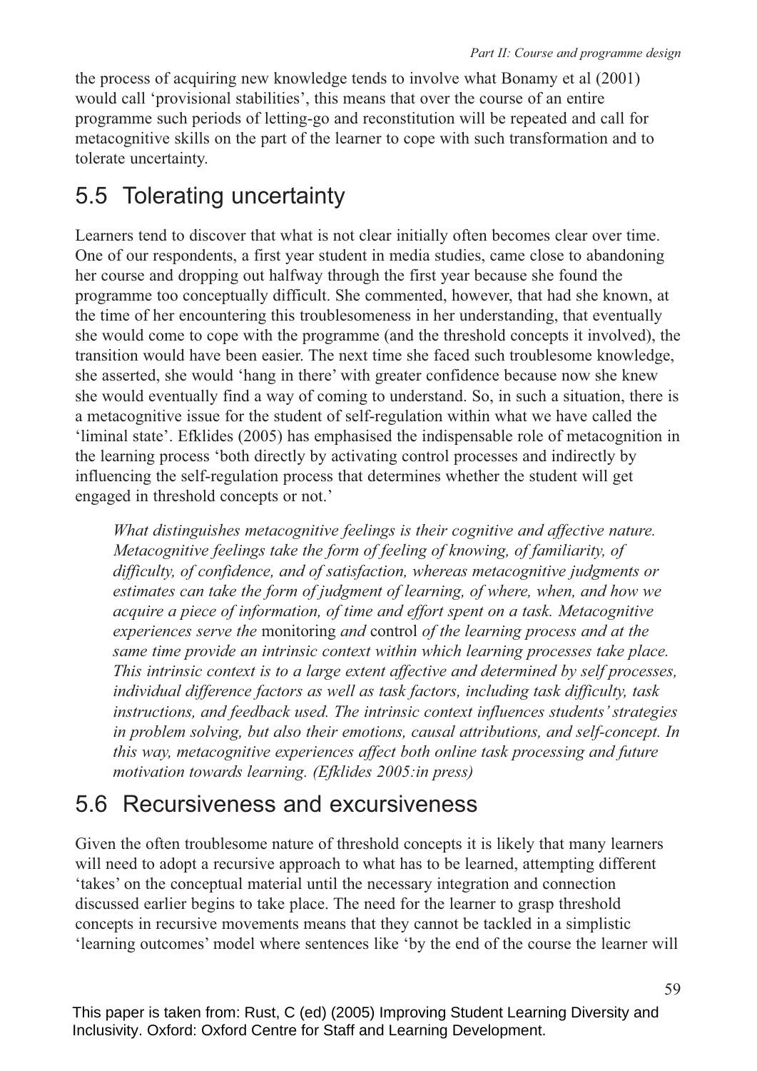the process of acquiring new knowledge tends to involve what Bonamy et al (2001) would call 'provisional stabilities', this means that over the course of an entire programme such periods of letting-go and reconstitution will be repeated and call for metacognitive skills on the part of the learner to cope with such transformation and to tolerate uncertainty.

## 5.5 Tolerating uncertainty

Learners tend to discover that what is not clear initially often becomes clear over time. One of our respondents, a first year student in media studies, came close to abandoning her course and dropping out halfway through the first year because she found the programme too conceptually difficult. She commented, however, that had she known, at the time of her encountering this troublesomeness in her understanding, that eventually she would come to cope with the programme (and the threshold concepts it involved), the transition would have been easier. The next time she faced such troublesome knowledge, she asserted, she would 'hang in there' with greater confidence because now she knew she would eventually find a way of coming to understand. So, in such a situation, there is a metacognitive issue for the student of self-regulation within what we have called the 'liminal state'. Efklides (2005) has emphasised the indispensable role of metacognition in the learning process 'both directly by activating control processes and indirectly by influencing the self-regulation process that determines whether the student will get engaged in threshold concepts or not.'

> *What distinguishes metacognitive feelings is their cognitive and affective nature. Metacognitive feelings take the form of feeling of knowing, of familiarity, of difficulty, of confidence, and of satisfaction, whereas metacognitive judgments or estimates can take the form of judgment of learning, of where, when, and how we acquire a piece of information, of time and effort spent on a task. Metacognitive experiences serve the* monitoring *and* control *of the learning process and at the same time provide an intrinsic context within which learning processes take place. This intrinsic context is to a large extent affective and determined by self processes, individual difference factors as well as task factors, including task difficulty, task instructions, and feedback used. The intrinsic context influences students' strategies in problem solving, but also their emotions, causal attributions, and self-concept. In this way, metacognitive experiences affect both online task processing and future motivation towards learning. (Efklides 2005:in press)*

## 5.6 Recursiveness and excursiveness

Given the often troublesome nature of threshold concepts it is likely that many learners will need to adopt a recursive approach to what has to be learned, attempting different 'takes' on the conceptual material until the necessary integration and connection discussed earlier begins to take place. The need for the learner to grasp threshold concepts in recursive movements means that they cannot be tackled in a simplistic 'learning outcomes' model where sentences like 'by the end of the course the learner will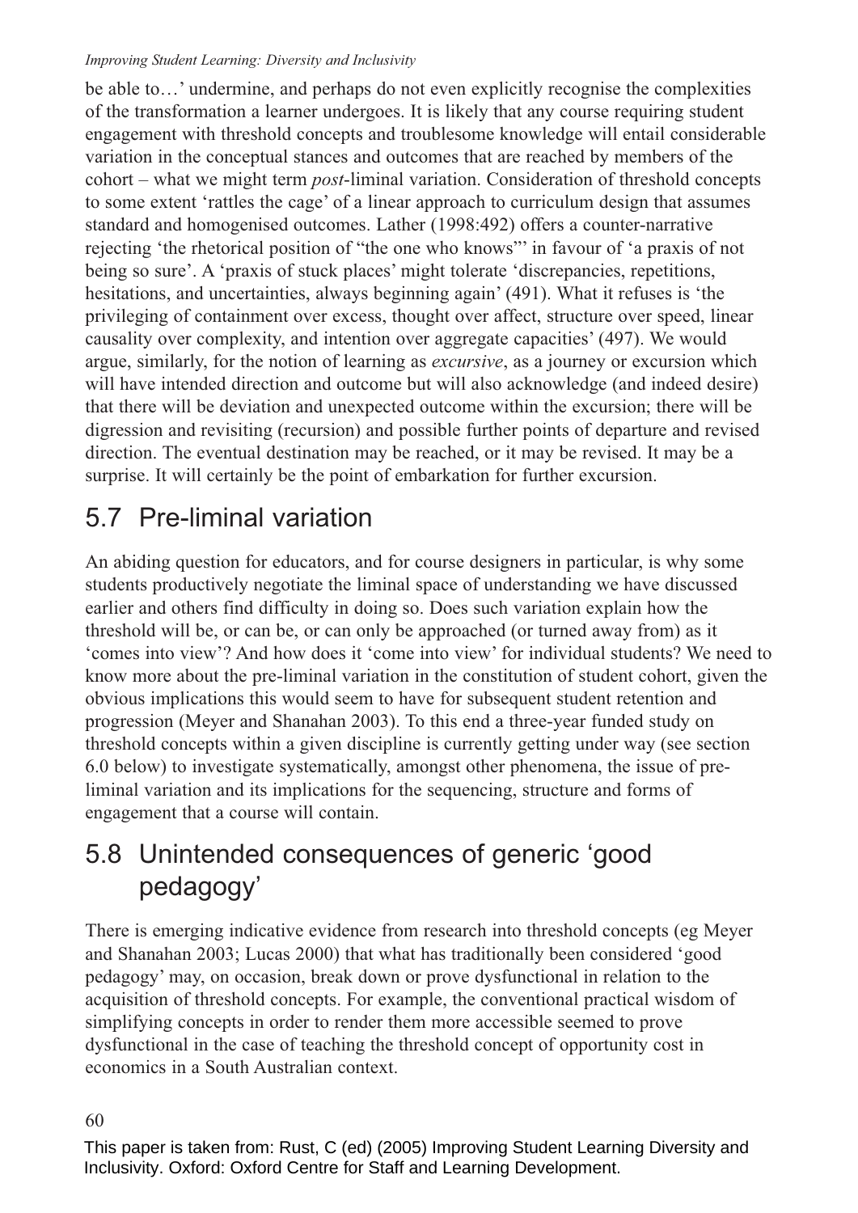be able to…' undermine, and perhaps do not even explicitly recognise the complexities of the transformation a learner undergoes. It is likely that any course requiring student engagement with threshold concepts and troublesome knowledge will entail considerable variation in the conceptual stances and outcomes that are reached by members of the cohort – what we might term *post*-liminal variation. Consideration of threshold concepts to some extent 'rattles the cage' of a linear approach to curriculum design that assumes standard and homogenised outcomes. Lather (1998:492) offers a counter-narrative rejecting 'the rhetorical position of "the one who knows"' in favour of 'a praxis of not being so sure'. A 'praxis of stuck places' might tolerate 'discrepancies, repetitions, hesitations, and uncertainties, always beginning again' (491). What it refuses is 'the privileging of containment over excess, thought over affect, structure over speed, linear causality over complexity, and intention over aggregate capacities' (497). We would argue, similarly, for the notion of learning as *excursive*, as a journey or excursion which will have intended direction and outcome but will also acknowledge (and indeed desire) that there will be deviation and unexpected outcome within the excursion; there will be digression and revisiting (recursion) and possible further points of departure and revised direction. The eventual destination may be reached, or it may be revised. It may be a surprise. It will certainly be the point of embarkation for further excursion.

## 5.7 Pre-liminal variation

An abiding question for educators, and for course designers in particular, is why some students productively negotiate the liminal space of understanding we have discussed earlier and others find difficulty in doing so. Does such variation explain how the threshold will be, or can be, or can only be approached (or turned away from) as it 'comes into view'? And how does it 'come into view' for individual students? We need to know more about the pre-liminal variation in the constitution of student cohort, given the obvious implications this would seem to have for subsequent student retention and progression (Meyer and Shanahan 2003). To this end a three-year funded study on threshold concepts within a given discipline is currently getting under way (see section 6.0 below) to investigate systematically, amongst other phenomena, the issue of pre-liminal variation and its implications for the sequencing, structure and forms of engagement that a course will contain.

## 5.8 Unintended consequences of generic 'good pedagogy'

There is emerging indicative evidence from research into threshold concepts (eg Meyer and Shanahan 2003; Lucas 2000) that what has traditionally been considered 'good pedagogy' may, on occasion, break down or prove dysfunctional in relation to the acquisition of threshold concepts. For example, the conventional practical wisdom of simplifying concepts in order to render them more accessible seemed to prove dysfunctional in the case of teaching the threshold concept of opportunity cost in economics in a South Australian context.

This paper is taken from: Rust, C (ed) (2005) Improving Student Learning Diversity and Inclusivity. Oxford: Oxford Centre for Staff and Learning Development.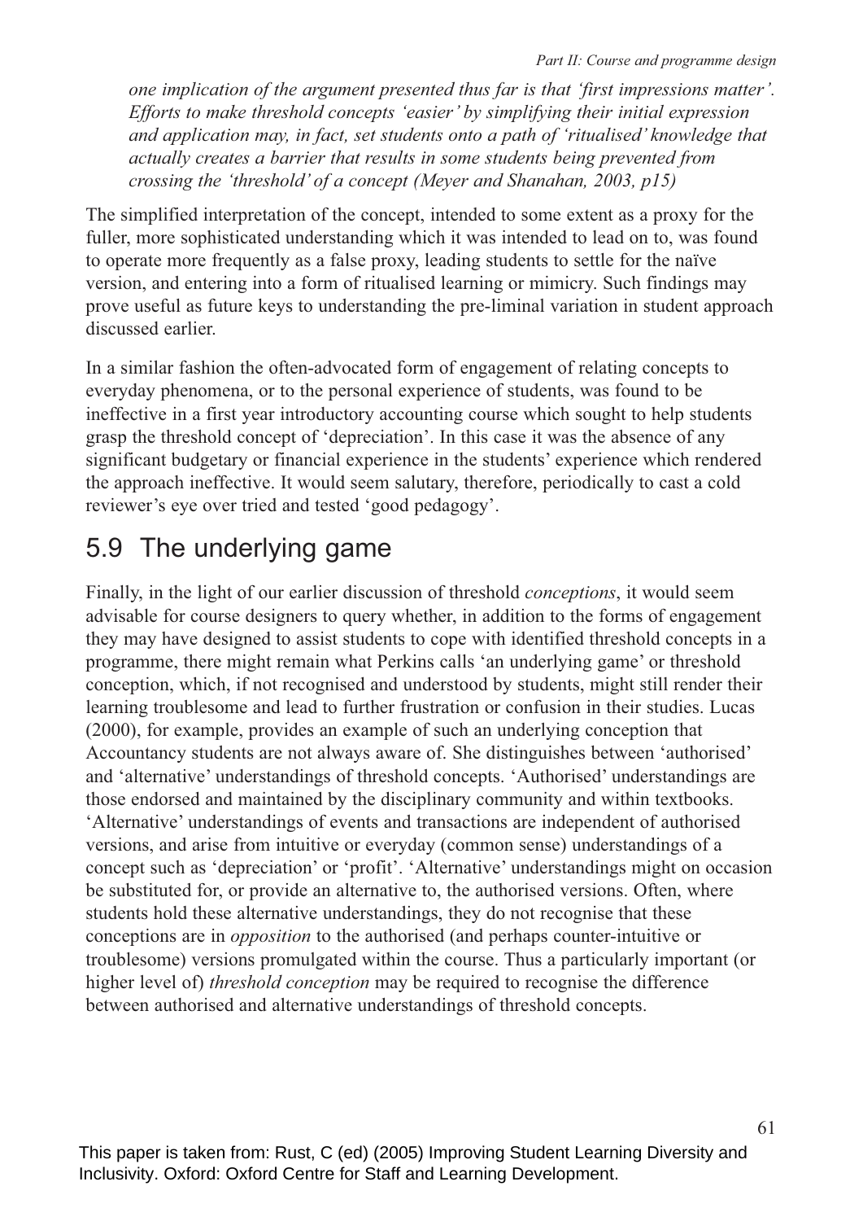*one implication of the argument presented thus far is that 'first impressions matter'. Efforts to make threshold concepts 'easier' by simplifying their initial expression and application may, in fact, set students onto a path of 'ritualised' knowledge that actually creates a barrier that results in some students being prevented from crossing the 'threshold' of a concept (Meyer and Shanahan, 2003, p15)*

The simplified interpretation of the concept, intended to some extent as a proxy for the fuller, more sophisticated understanding which it was intended to lead on to, was found to operate more frequently as a false proxy, leading students to settle for the naïve version, and entering into a form of ritualised learning or mimicry. Such findings may prove useful as future keys to understanding the pre-liminal variation in student approach discussed earlier.

In a similar fashion the often-advocated form of engagement of relating concepts to everyday phenomena, or to the personal experience of students, was found to be ineffective in a first year introductory accounting course which sought to help students grasp the threshold concept of 'depreciation'. In this case it was the absence of any significant budgetary or financial experience in the students' experience which rendered the approach ineffective. It would seem salutary, therefore, periodically to cast a cold reviewer's eye over tried and tested 'good pedagogy'.

## 5.9 The underlying game

Finally, in the light of our earlier discussion of threshold *conceptions*, it would seem advisable for course designers to query whether, in addition to the forms of engagement they may have designed to assist students to cope with identified threshold concepts in a programme, there might remain what Perkins calls 'an underlying game' or threshold conception, which, if not recognised and understood by students, might still render their learning troublesome and lead to further frustration or confusion in their studies. Lucas (2000), for example, provides an example of such an underlying conception that Accountancy students are not always aware of. She distinguishes between 'authorised' and 'alternative' understandings of threshold concepts. 'Authorised' understandings are those endorsed and maintained by the disciplinary community and within textbooks. 'Alternative' understandings of events and transactions are independent of authorised versions, and arise from intuitive or everyday (common sense) understandings of a concept such as 'depreciation' or 'profit'. 'Alternative' understandings might on occasion be substituted for, or provide an alternative to, the authorised versions. Often, where students hold these alternative understandings, they do not recognise that these conceptions are in *opposition* to the authorised (and perhaps counter-intuitive or troublesome) versions promulgated within the course. Thus a particularly important (or higher level of) *threshold conception* may be required to recognise the difference between authorised and alternative understandings of threshold concepts.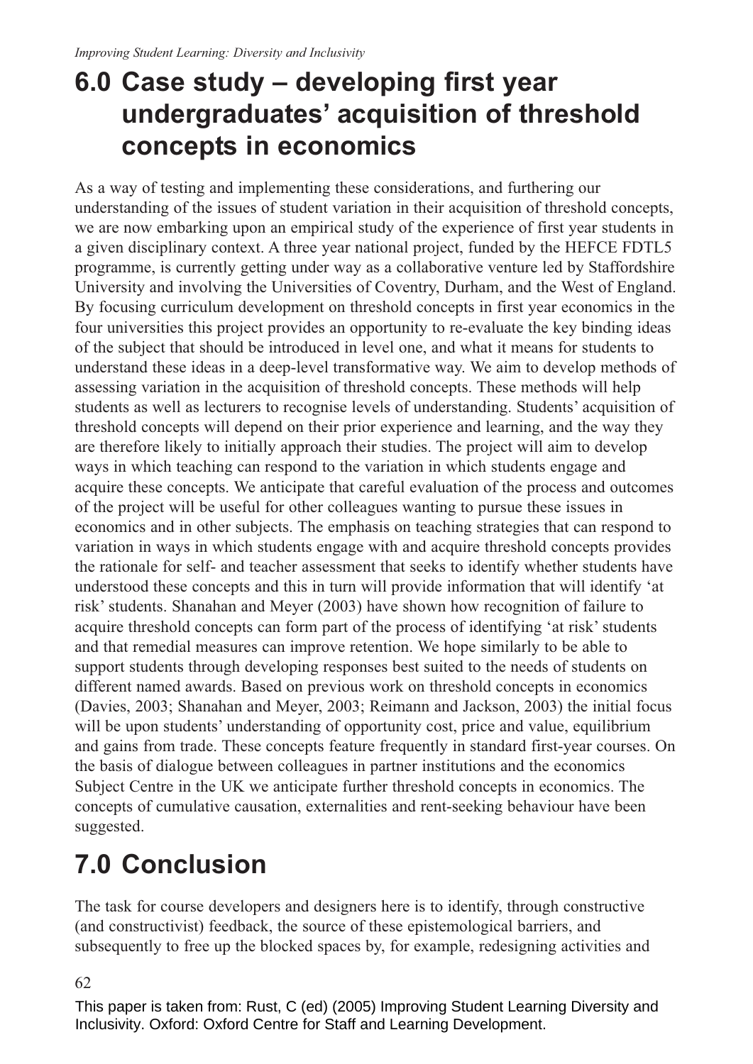## 6.0 Case study – developing first year undergraduates' acquisition of threshold concepts in economics

As a way of testing and implementing these considerations, and furthering our understanding of the issues of student variation in their acquisition of threshold concepts, we are now embarking upon an empirical study of the experience of first year students in a given disciplinary context. A three year national project, funded by the HEFCE FDTL5 programme, is currently getting under way as a collaborative venture led by Staffordshire University and involving the Universities of Coventry, Durham, and the West of England. By focusing curriculum development on threshold concepts in first year economics in the four universities this project provides an opportunity to re-evaluate the key binding ideas of the subject that should be introduced in level one, and what it means for students to understand these ideas in a deep-level transformative way. We aim to develop methods of assessing variation in the acquisition of threshold concepts. These methods will help students as well as lecturers to recognise levels of understanding. Students' acquisition of threshold concepts will depend on their prior experience and learning, and the way they are therefore likely to initially approach their studies. The project will aim to develop ways in which teaching can respond to the variation in which students engage and acquire these concepts. We anticipate that careful evaluation of the process and outcomes of the project will be useful for other colleagues wanting to pursue these issues in economics and in other subjects. The emphasis on teaching strategies that can respond to variation in ways in which students engage with and acquire threshold concepts provides the rationale for self- and teacher assessment that seeks to identify whether students have understood these concepts and this in turn will provide information that will identify 'at risk' students. Shanahan and Meyer (2003) have shown how recognition of failure to acquire threshold concepts can form part of the process of identifying 'at risk' students and that remedial measures can improve retention. We hope similarly to be able to support students through developing responses best suited to the needs of students on different named awards. Based on previous work on threshold concepts in economics (Davies, 2003; Shanahan and Meyer, 2003; Reimann and Jackson, 2003) the initial focus will be upon students' understanding of opportunity cost, price and value, equilibrium and gains from trade. These concepts feature frequently in standard first-year courses. On the basis of dialogue between colleagues in partner institutions and the economics Subject Centre in the UK we anticipate further threshold concepts in economics. The concepts of cumulative causation, externalities and rent-seeking behaviour have been suggested.

## 7.0 Conclusion

The task for course developers and designers here is to identify, through constructive (and constructivist) feedback, the source of these epistemological barriers, and subsequently to free up the blocked spaces by, for example, redesigning activities and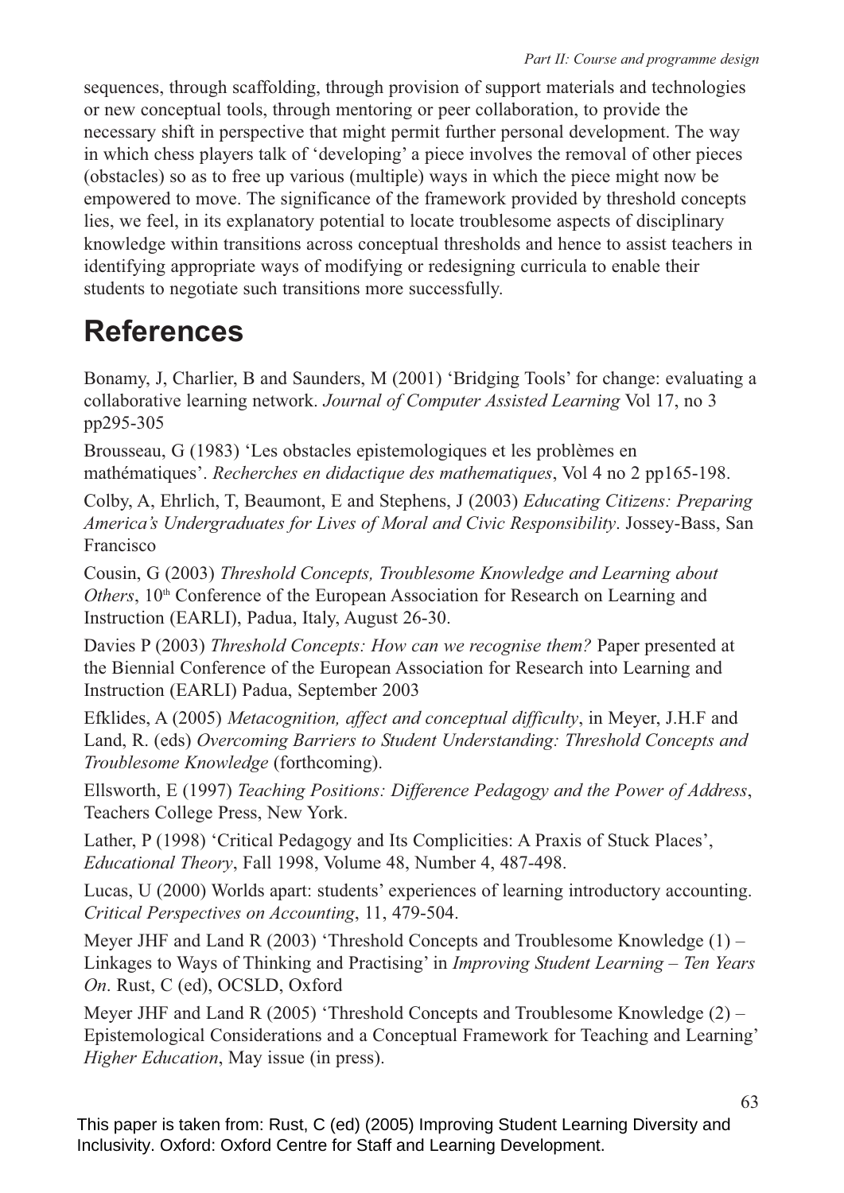sequences, through scaffolding, through provision of support materials and technologies or new conceptual tools, through mentoring or peer collaboration, to provide the necessary shift in perspective that might permit further personal development. The way in which chess players talk of 'developing' a piece involves the removal of other pieces (obstacles) so as to free up various (multiple) ways in which the piece might now be empowered to move. The significance of the framework provided by threshold concepts lies, we feel, in its explanatory potential to locate troublesome aspects of disciplinary knowledge within transitions across conceptual thresholds and hence to assist teachers in identifying appropriate ways of modifying or redesigning curricula to enable their students to negotiate such transitions more successfully.

# References

Bonamy, J, Charlier, B and Saunders, M (2001) 'Bridging Tools' for change: evaluating a collaborative learning network. *Journal of Computer Assisted Learning* Vol 17, no 3 pp295-305

Brousseau, G (1983) 'Les obstacles epistemologiques et les problèmes en mathématiques'. *Recherches en didactique des mathematiques*, Vol 4 no 2 pp165-198.

Colby, A, Ehrlich, T, Beaumont, E and Stephens, J (2003) *Educating Citizens: Preparing America's Undergraduates for Lives of Moral and Civic Responsibility*. Jossey-Bass, San Francisco

Cousin, G (2003) *Threshold Concepts, Troublesome Knowledge and Learning about Others*, 10th Conference of the European Association for Research on Learning and Instruction (EARLI), Padua, Italy, August 26-30.

Davies P (2003) *Threshold Concepts: How can we recognise them?* Paper presented at the Biennial Conference of the European Association for Research into Learning and Instruction (EARLI) Padua, September 2003

Efklides, A (2005) *Metacognition, affect and conceptual difficulty*, in Meyer, J.H.F and Land, R. (eds) *Overcoming Barriers to Student Understanding: Threshold Concepts and Troublesome Knowledge* (forthcoming).

Ellsworth, E (1997) *Teaching Positions: Difference Pedagogy and the Power of Address*, Teachers College Press, New York.

Lather, P (1998) 'Critical Pedagogy and Its Complicities: A Praxis of Stuck Places', *Educational Theory*, Fall 1998, Volume 48, Number 4, 487-498.

Lucas, U (2000) Worlds apart: students' experiences of learning introductory accounting. *Critical Perspectives on Accounting*, 11, 479-504.

Meyer JHF and Land R (2003) 'Threshold Concepts and Troublesome Knowledge (1) – Linkages to Ways of Thinking and Practising' in *Improving Student Learning – Ten Years On*. Rust, C (ed), OCSLD, Oxford

Meyer JHF and Land R (2005) 'Threshold Concepts and Troublesome Knowledge (2) – Epistemological Considerations and a Conceptual Framework for Teaching and Learning' *Higher Education*, May issue (in press).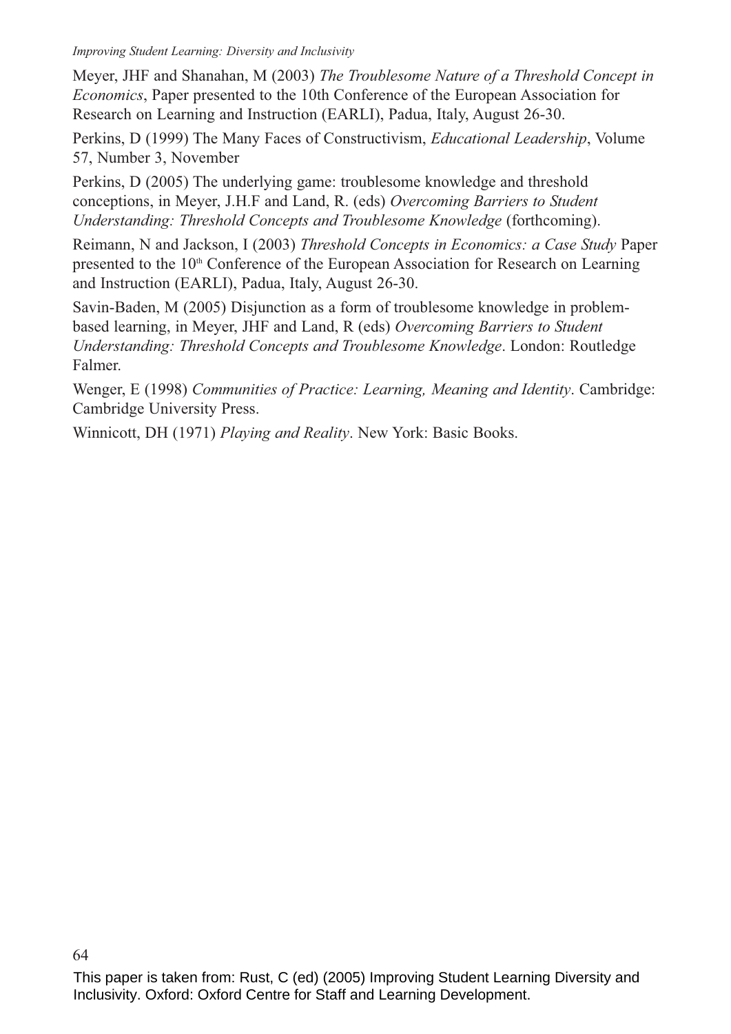Meyer, JHF and Shanahan, M (2003) *The Troublesome Nature of a Threshold Concept in Economics*, Paper presented to the 10th Conference of the European Association for Research on Learning and Instruction (EARLI), Padua, Italy, August 26-30.

Perkins, D (1999) The Many Faces of Constructivism, *Educational Leadership*, Volume 57, Number 3, November

Perkins, D (2005) The underlying game: troublesome knowledge and threshold conceptions, in Meyer, J.H.F and Land, R. (eds) *Overcoming Barriers to Student Understanding: Threshold Concepts and Troublesome Knowledge* (forthcoming).

Reimann, N and Jackson, I (2003) *Threshold Concepts in Economics: a Case Study* Paper presented to the 10th Conference of the European Association for Research on Learning and Instruction (EARLI), Padua, Italy, August 26-30.

Savin-Baden, M (2005) Disjunction as a form of troublesome knowledge in problem-based learning, in Meyer, JHF and Land, R (eds) *Overcoming Barriers to Student Understanding: Threshold Concepts and Troublesome Knowledge*. London: Routledge Falmer.

Wenger, E (1998) *Communities of Practice: Learning, Meaning and Identity*. Cambridge: Cambridge University Press.

Winnicott, DH (1971) *Playing and Reality*. New York: Basic Books.

This paper is taken from: Rust, C (ed) (2005) Improving Student Learning Diversity and Inclusivity. Oxford: Oxford Centre for Staff and Learning Development.